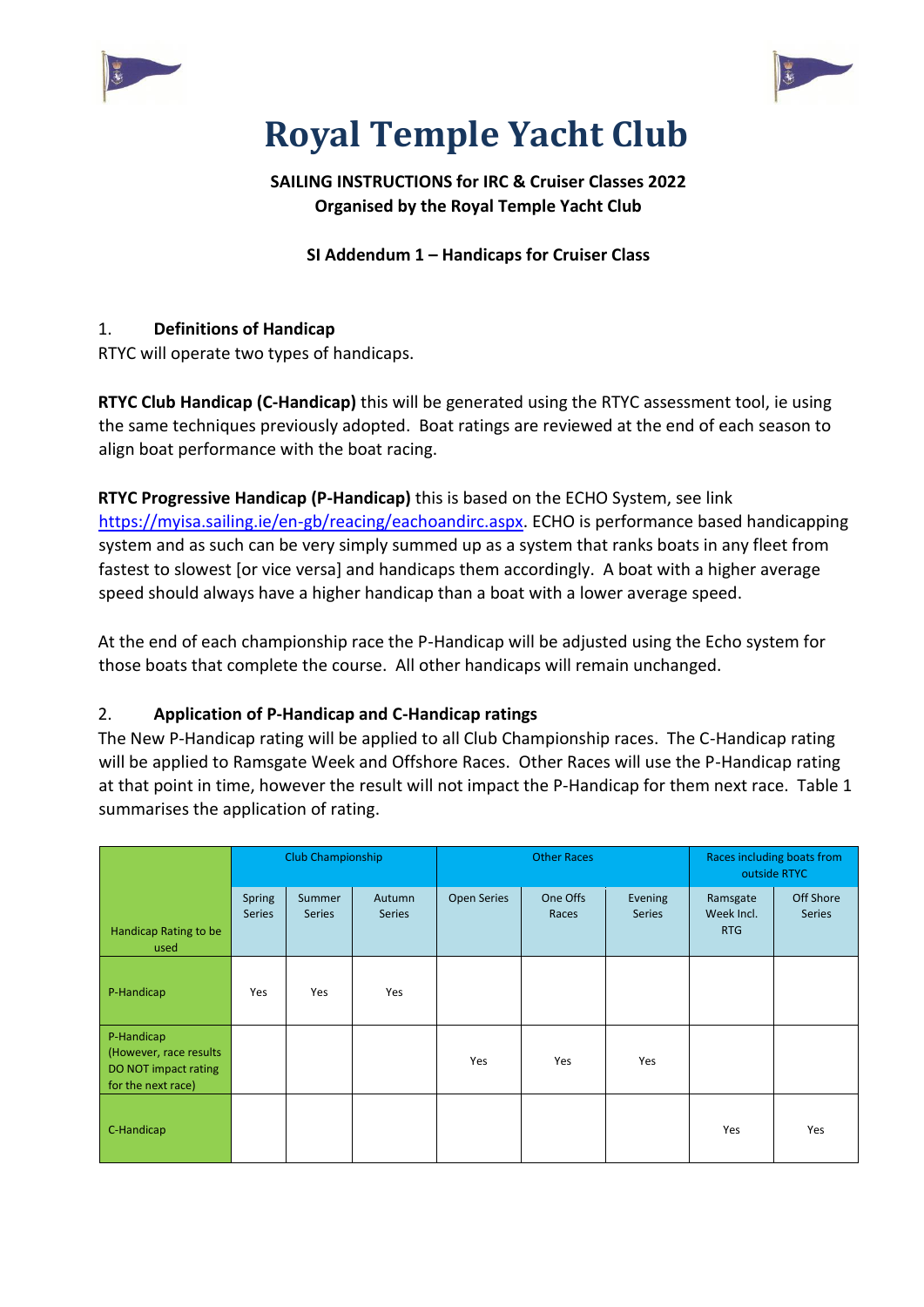# Royal Temple Yacht Club

**SAILING INSTRUCTIONS for IRC & Cruiser Classes 2022**
**Organised by the Royal Temple Yacht Club**

**SI Addendum 1 – Handicaps for Cruiser Class**

## 1. Definitions of Handicap

RTYC will operate two types of handicaps.

**RTYC Club Handicap (C-Handicap)** this will be generated using the RTYC assessment tool, ie using the same techniques previously adopted. Boat ratings are reviewed at the end of each season to align boat performance with the boat racing.

**RTYC Progressive Handicap (P-Handicap)** this is based on the ECHO System, see link https://myisa.sailing.ie/en-gb/reacing/eachoandirc.aspx. ECHO is performance based handicapping system and as such can be very simply summed up as a system that ranks boats in any fleet from fastest to slowest [or vice versa] and handicaps them accordingly. A boat with a higher average speed should always have a higher handicap than a boat with a lower average speed.

At the end of each championship race the P-Handicap will be adjusted using the Echo system for those boats that complete the course. All other handicaps will remain unchanged.

## 2. Application of P-Handicap and C-Handicap ratings

The New P-Handicap rating will be applied to all Club Championship races. The C-Handicap rating will be applied to Ramsgate Week and Offshore Races. Other Races will use the P-Handicap rating at that point in time, however the result will not impact the P-Handicap for them next race. Table 1 summarises the application of rating.

| Handicap Rating to be used | Club Championship | | | Other Races | | | Races including boats from outside RTYC | |
|---|---|---|---|---|---|---|---|---|
| | Spring Series | Summer Series | Autumn Series | Open Series | One Offs Races | Evening Series | Ramsgate Week Incl. RTG | Off Shore Series |
| P-Handicap | Yes | Yes | Yes | | | | | |
| P-Handicap (However, race results DO NOT impact rating for the next race) | | | | Yes | Yes | Yes | | |
| C-Handicap | | | | | | | Yes | Yes |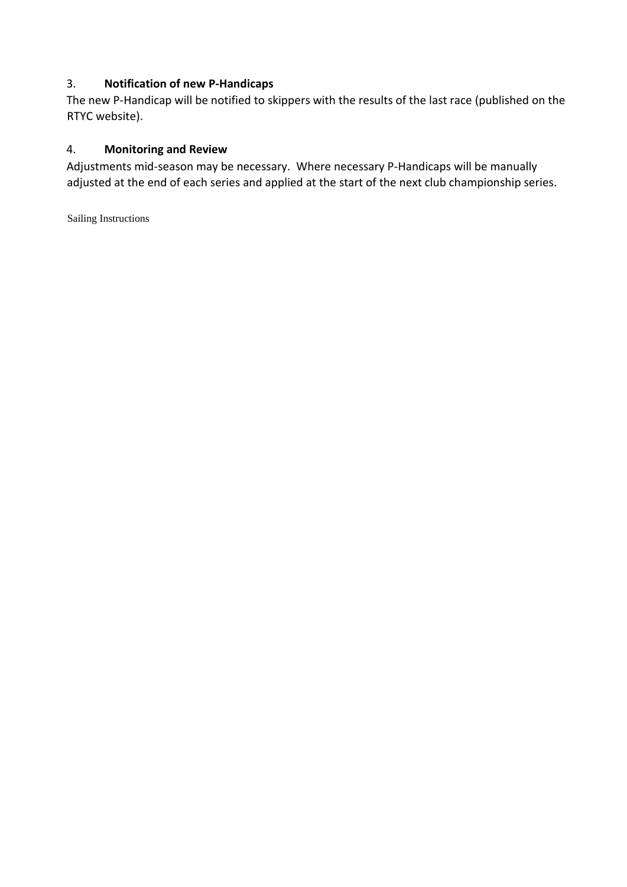### 3. **Notification of new P-Handicaps**

The new P-Handicap will be notified to skippers with the results of the last race (published on the RTYC website).

### 4. **Monitoring and Review**

Adjustments mid-season may be necessary. Where necessary P-Handicaps will be manually adjusted at the end of each series and applied at the start of the next club championship series.